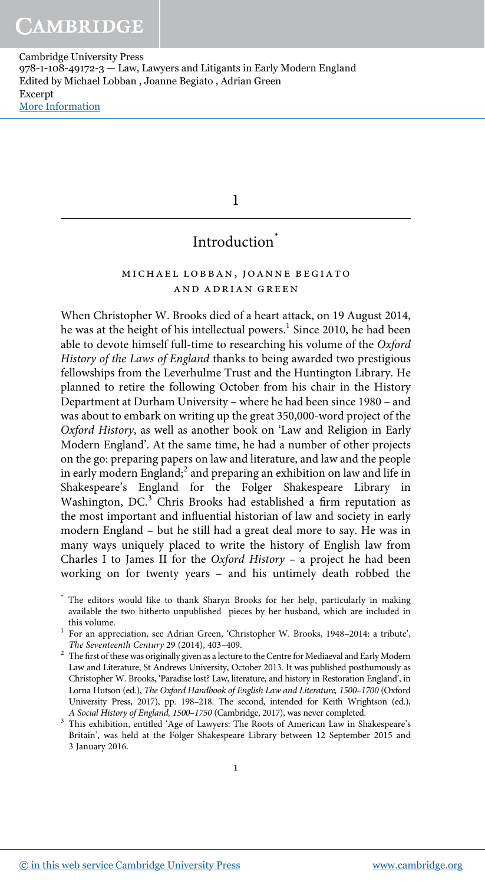# 1

## Introduction*

MICHAEL LOBBAN, JOANNE BEGIATO AND ADRIAN GREEN

When Christopher W. Brooks died of a heart attack, on 19 August 2014, he was at the height of his intellectual powers.[1] Since 2010, he had been able to devote himself full-time to researching his volume of the *Oxford History of the Laws of England* thanks to being awarded two prestigious fellowships from the Leverhulme Trust and the Huntington Library. He planned to retire the following October from his chair in the History Department at Durham University – where he had been since 1980 – and was about to embark on writing up the great 350,000-word project of the *Oxford History*, as well as another book on 'Law and Religion in Early Modern England'. At the same time, he had a number of other projects on the go: preparing papers on law and literature, and law and the people in early modern England;[2] and preparing an exhibition on law and life in Shakespeare's England for the Folger Shakespeare Library in Washington, DC.[3] Chris Brooks had established a firm reputation as the most important and influential historian of law and society in early modern England – but he still had a great deal more to say. He was in many ways uniquely placed to write the history of English law from Charles I to James II for the *Oxford History* – a project he had been working on for twenty years – and his untimely death robbed the

---

\* The editors would like to thank Sharyn Brooks for her help, particularly in making available the two hitherto unpublished pieces by her husband, which are included in this volume.

[1] For an appreciation, see Adrian Green, 'Christopher W. Brooks, 1948–2014: a tribute', *The Seventeenth Century* 29 (2014), 403–409.

[2] The first of these was originally given as a lecture to the Centre for Mediaeval and Early Modern Law and Literature, St Andrews University, October 2013. It was published posthumously as Christopher W. Brooks, 'Paradise lost? Law, literature, and history in Restoration England', in Lorna Hutson (ed.), *The Oxford Handbook of English Law and Literature, 1500–1700* (Oxford University Press, 2017), pp. 198–218. The second, intended for Keith Wrightson (ed.), *A Social History of England, 1500–1750* (Cambridge, 2017), was never completed.

[3] This exhibition, entitled 'Age of Lawyers: The Roots of American Law in Shakespeare's Britain', was held at the Folger Shakespeare Library between 12 September 2015 and 3 January 2016.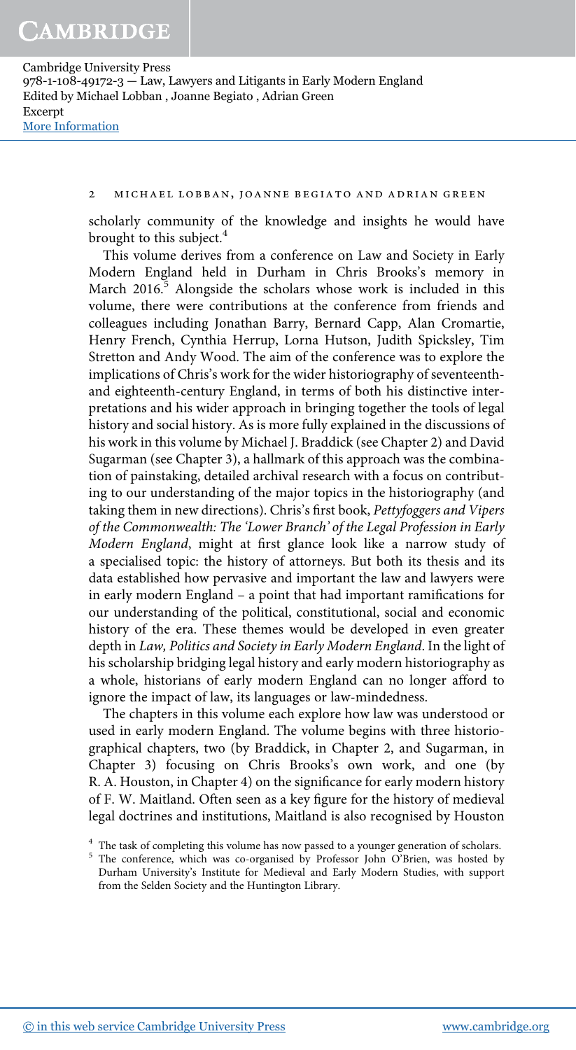scholarly community of the knowledge and insights he would have brought to this subject.[4]

This volume derives from a conference on Law and Society in Early Modern England held in Durham in Chris Brooks's memory in March 2016.[5] Alongside the scholars whose work is included in this volume, there were contributions at the conference from friends and colleagues including Jonathan Barry, Bernard Capp, Alan Cromartie, Henry French, Cynthia Herrup, Lorna Hutson, Judith Spicksley, Tim Stretton and Andy Wood. The aim of the conference was to explore the implications of Chris's work for the wider historiography of seventeenth- and eighteenth-century England, in terms of both his distinctive interpretations and his wider approach in bringing together the tools of legal history and social history. As is more fully explained in the discussions of his work in this volume by Michael J. Braddick (see Chapter 2) and David Sugarman (see Chapter 3), a hallmark of this approach was the combination of painstaking, detailed archival research with a focus on contributing to our understanding of the major topics in the historiography (and taking them in new directions). Chris's first book, *Pettyfoggers and Vipers of the Commonwealth: The 'Lower Branch' of the Legal Profession in Early Modern England*, might at first glance look like a narrow study of a specialised topic: the history of attorneys. But both its thesis and its data established how pervasive and important the law and lawyers were in early modern England – a point that had important ramifications for our understanding of the political, constitutional, social and economic history of the era. These themes would be developed in even greater depth in *Law, Politics and Society in Early Modern England*. In the light of his scholarship bridging legal history and early modern historiography as a whole, historians of early modern England can no longer afford to ignore the impact of law, its languages or law-mindedness.

The chapters in this volume each explore how law was understood or used in early modern England. The volume begins with three historiographical chapters, two (by Braddick, in Chapter 2, and Sugarman, in Chapter 3) focusing on Chris Brooks's own work, and one (by R. A. Houston, in Chapter 4) on the significance for early modern history of F. W. Maitland. Often seen as a key figure for the history of medieval legal doctrines and institutions, Maitland is also recognised by Houston

[4] The task of completing this volume has now passed to a younger generation of scholars.

[5] The conference, which was co-organised by Professor John O'Brien, was hosted by Durham University's Institute for Medieval and Early Modern Studies, with support from the Selden Society and the Huntington Library.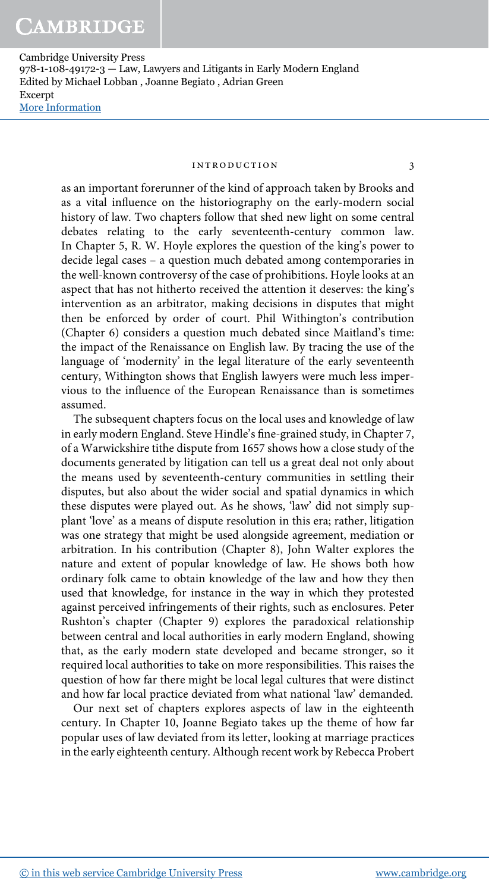as an important forerunner of the kind of approach taken by Brooks and as a vital influence on the historiography on the early-modern social history of law. Two chapters follow that shed new light on some central debates relating to the early seventeenth-century common law. In Chapter 5, R. W. Hoyle explores the question of the king's power to decide legal cases – a question much debated among contemporaries in the well-known controversy of the case of prohibitions. Hoyle looks at an aspect that has not hitherto received the attention it deserves: the king's intervention as an arbitrator, making decisions in disputes that might then be enforced by order of court. Phil Withington's contribution (Chapter 6) considers a question much debated since Maitland's time: the impact of the Renaissance on English law. By tracing the use of the language of 'modernity' in the legal literature of the early seventeenth century, Withington shows that English lawyers were much less impervious to the influence of the European Renaissance than is sometimes assumed.

The subsequent chapters focus on the local uses and knowledge of law in early modern England. Steve Hindle's fine-grained study, in Chapter 7, of a Warwickshire tithe dispute from 1657 shows how a close study of the documents generated by litigation can tell us a great deal not only about the means used by seventeenth-century communities in settling their disputes, but also about the wider social and spatial dynamics in which these disputes were played out. As he shows, 'law' did not simply supplant 'love' as a means of dispute resolution in this era; rather, litigation was one strategy that might be used alongside agreement, mediation or arbitration. In his contribution (Chapter 8), John Walter explores the nature and extent of popular knowledge of law. He shows both how ordinary folk came to obtain knowledge of the law and how they then used that knowledge, for instance in the way in which they protested against perceived infringements of their rights, such as enclosures. Peter Rushton's chapter (Chapter 9) explores the paradoxical relationship between central and local authorities in early modern England, showing that, as the early modern state developed and became stronger, so it required local authorities to take on more responsibilities. This raises the question of how far there might be local legal cultures that were distinct and how far local practice deviated from what national 'law' demanded.

Our next set of chapters explores aspects of law in the eighteenth century. In Chapter 10, Joanne Begiato takes up the theme of how far popular uses of law deviated from its letter, looking at marriage practices in the early eighteenth century. Although recent work by Rebecca Probert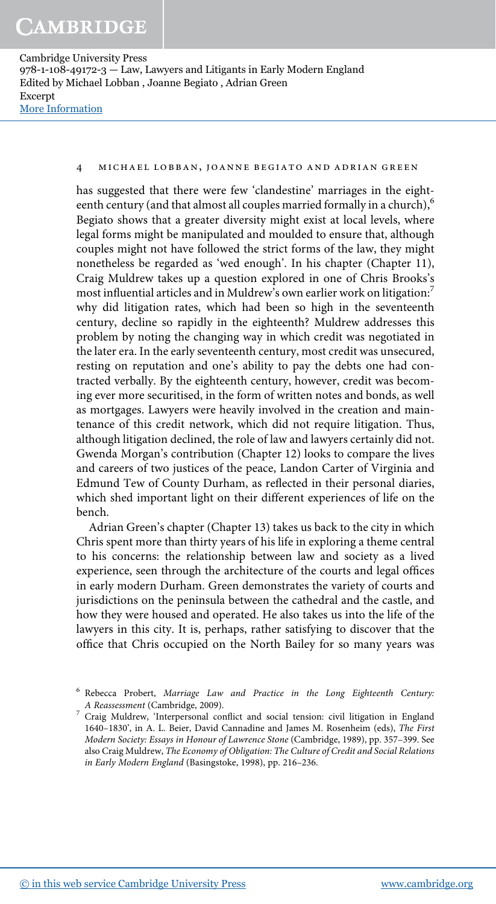has suggested that there were few 'clandestine' marriages in the eighteenth century (and that almost all couples married formally in a church),[6] Begiato shows that a greater diversity might exist at local levels, where legal forms might be manipulated and moulded to ensure that, although couples might not have followed the strict forms of the law, they might nonetheless be regarded as 'wed enough'. In his chapter (Chapter 11), Craig Muldrew takes up a question explored in one of Chris Brooks's most influential articles and in Muldrew's own earlier work on litigation:[7] why did litigation rates, which had been so high in the seventeenth century, decline so rapidly in the eighteenth? Muldrew addresses this problem by noting the changing way in which credit was negotiated in the later era. In the early seventeenth century, most credit was unsecured, resting on reputation and one's ability to pay the debts one had contracted verbally. By the eighteenth century, however, credit was becoming ever more securitised, in the form of written notes and bonds, as well as mortgages. Lawyers were heavily involved in the creation and maintenance of this credit network, which did not require litigation. Thus, although litigation declined, the role of law and lawyers certainly did not. Gwenda Morgan's contribution (Chapter 12) looks to compare the lives and careers of two justices of the peace, Landon Carter of Virginia and Edmund Tew of County Durham, as reflected in their personal diaries, which shed important light on their different experiences of life on the bench.

Adrian Green's chapter (Chapter 13) takes us back to the city in which Chris spent more than thirty years of his life in exploring a theme central to his concerns: the relationship between law and society as a lived experience, seen through the architecture of the courts and legal offices in early modern Durham. Green demonstrates the variety of courts and jurisdictions on the peninsula between the cathedral and the castle, and how they were housed and operated. He also takes us into the life of the lawyers in this city. It is, perhaps, rather satisfying to discover that the office that Chris occupied on the North Bailey for so many years was

---

[6] Rebecca Probert, *Marriage Law and Practice in the Long Eighteenth Century: A Reassessment* (Cambridge, 2009).

[7] Craig Muldrew, 'Interpersonal conflict and social tension: civil litigation in England 1640–1830', in A. L. Beier, David Cannadine and James M. Rosenheim (eds), *The First Modern Society: Essays in Honour of Lawrence Stone* (Cambridge, 1989), pp. 357–399. See also Craig Muldrew, *The Economy of Obligation: The Culture of Credit and Social Relations in Early Modern England* (Basingstoke, 1998), pp. 216–236.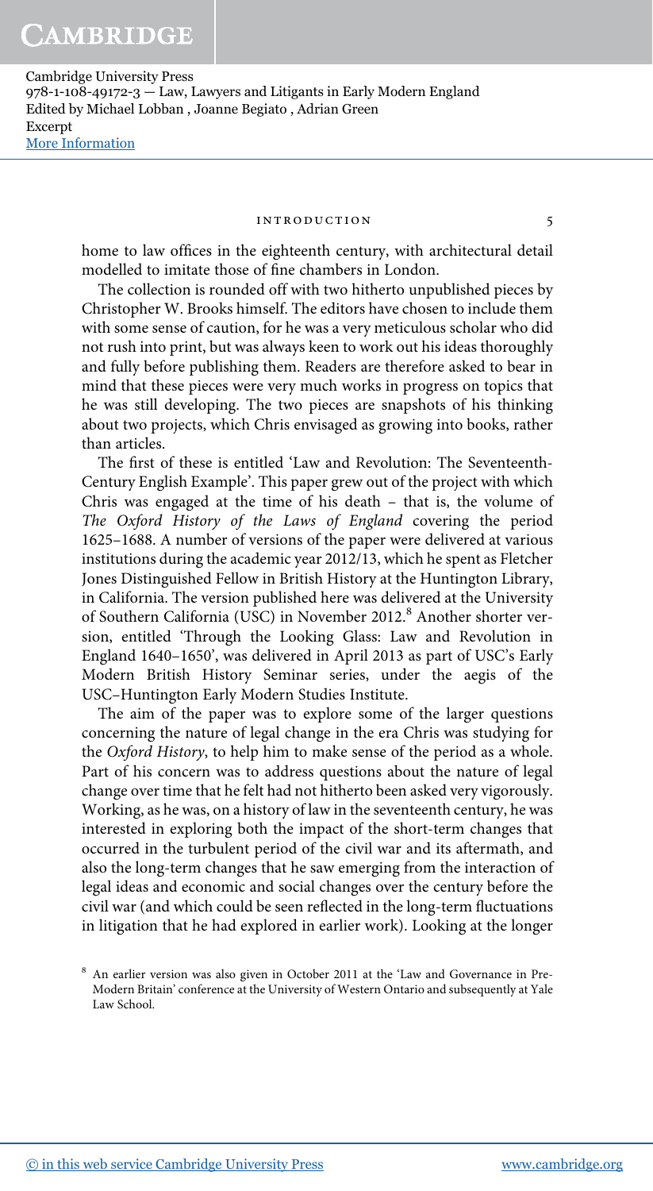home to law offices in the eighteenth century, with architectural detail modelled to imitate those of fine chambers in London.

The collection is rounded off with two hitherto unpublished pieces by Christopher W. Brooks himself. The editors have chosen to include them with some sense of caution, for he was a very meticulous scholar who did not rush into print, but was always keen to work out his ideas thoroughly and fully before publishing them. Readers are therefore asked to bear in mind that these pieces were very much works in progress on topics that he was still developing. The two pieces are snapshots of his thinking about two projects, which Chris envisaged as growing into books, rather than articles.

The first of these is entitled 'Law and Revolution: The Seventeenth-Century English Example'. This paper grew out of the project with which Chris was engaged at the time of his death – that is, the volume of *The Oxford History of the Laws of England* covering the period 1625–1688. A number of versions of the paper were delivered at various institutions during the academic year 2012/13, which he spent as Fletcher Jones Distinguished Fellow in British History at the Huntington Library, in California. The version published here was delivered at the University of Southern California (USC) in November 2012.[8] Another shorter version, entitled 'Through the Looking Glass: Law and Revolution in England 1640–1650', was delivered in April 2013 as part of USC's Early Modern British History Seminar series, under the aegis of the USC–Huntington Early Modern Studies Institute.

The aim of the paper was to explore some of the larger questions concerning the nature of legal change in the era Chris was studying for the *Oxford History*, to help him to make sense of the period as a whole. Part of his concern was to address questions about the nature of legal change over time that he felt had not hitherto been asked very vigorously. Working, as he was, on a history of law in the seventeenth century, he was interested in exploring both the impact of the short-term changes that occurred in the turbulent period of the civil war and its aftermath, and also the long-term changes that he saw emerging from the interaction of legal ideas and economic and social changes over the century before the civil war (and which could be seen reflected in the long-term fluctuations in litigation that he had explored in earlier work). Looking at the longer

[8] An earlier version was also given in October 2011 at the 'Law and Governance in Pre-Modern Britain' conference at the University of Western Ontario and subsequently at Yale Law School.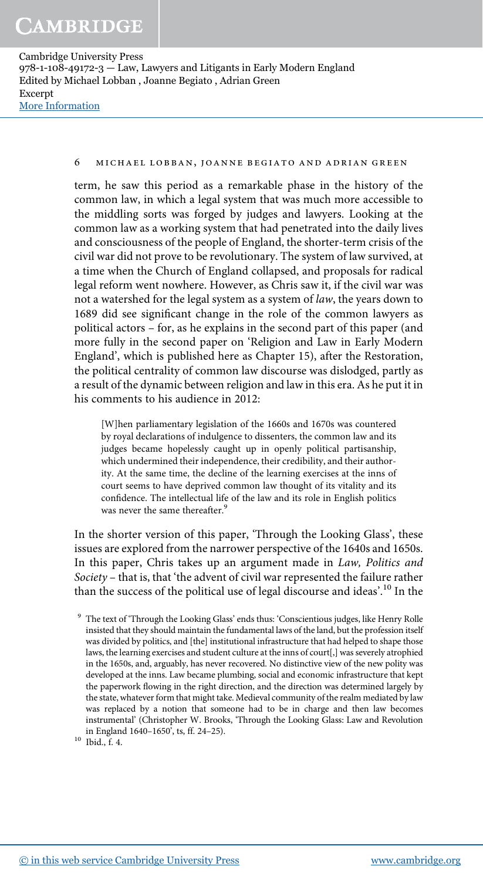term, he saw this period as a remarkable phase in the history of the common law, in which a legal system that was much more accessible to the middling sorts was forged by judges and lawyers. Looking at the common law as a working system that had penetrated into the daily lives and consciousness of the people of England, the shorter-term crisis of the civil war did not prove to be revolutionary. The system of law survived, at a time when the Church of England collapsed, and proposals for radical legal reform went nowhere. However, as Chris saw it, if the civil war was not a watershed for the legal system as a system of *law*, the years down to 1689 did see significant change in the role of the common lawyers as political actors – for, as he explains in the second part of this paper (and more fully in the second paper on 'Religion and Law in Early Modern England', which is published here as Chapter 15), after the Restoration, the political centrality of common law discourse was dislodged, partly as a result of the dynamic between religion and law in this era. As he put it in his comments to his audience in 2012:

> [W]hen parliamentary legislation of the 1660s and 1670s was countered by royal declarations of indulgence to dissenters, the common law and its judges became hopelessly caught up in openly political partisanship, which undermined their independence, their credibility, and their authority. At the same time, the decline of the learning exercises at the inns of court seems to have deprived common law thought of its vitality and its confidence. The intellectual life of the law and its role in English politics was never the same thereafter.[9]

In the shorter version of this paper, 'Through the Looking Glass', these issues are explored from the narrower perspective of the 1640s and 1650s. In this paper, Chris takes up an argument made in *Law, Politics and Society* – that is, that 'the advent of civil war represented the failure rather than the success of the political use of legal discourse and ideas'.[10] In the

[9] The text of 'Through the Looking Glass' ends thus: 'Conscientious judges, like Henry Rolle insisted that they should maintain the fundamental laws of the land, but the profession itself was divided by politics, and [the] institutional infrastructure that had helped to shape those laws, the learning exercises and student culture at the inns of court[,] was severely atrophied in the 1650s, and, arguably, has never recovered. No distinctive view of the new polity was developed at the inns. Law became plumbing, social and economic infrastructure that kept the paperwork flowing in the right direction, and the direction was determined largely by the state, whatever form that might take. Medieval community of the realm mediated by law was replaced by a notion that someone had to be in charge and then law becomes instrumental' (Christopher W. Brooks, 'Through the Looking Glass: Law and Revolution in England 1640–1650', ts, ff. 24–25).

[10] Ibid., f. 4.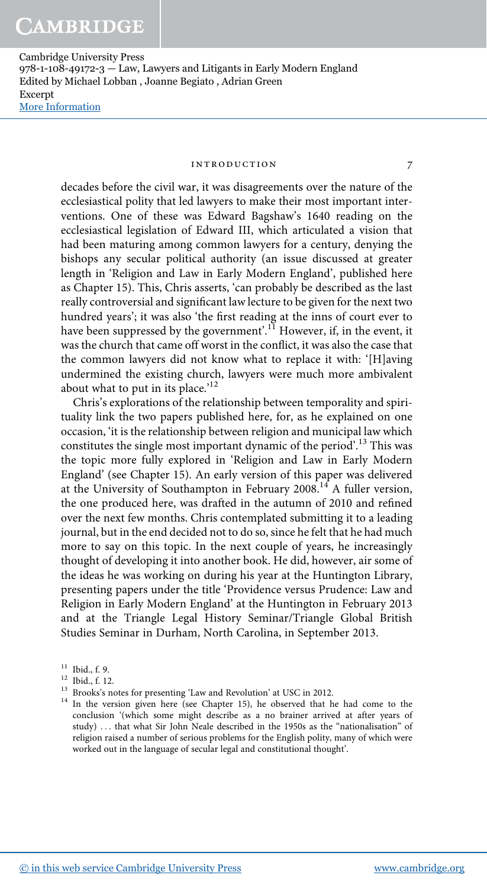decades before the civil war, it was disagreements over the nature of the ecclesiastical polity that led lawyers to make their most important interventions. One of these was Edward Bagshaw's 1640 reading on the ecclesiastical legislation of Edward III, which articulated a vision that had been maturing among common lawyers for a century, denying the bishops any secular political authority (an issue discussed at greater length in 'Religion and Law in Early Modern England', published here as Chapter 15). This, Chris asserts, 'can probably be described as the last really controversial and significant law lecture to be given for the next two hundred years'; it was also 'the first reading at the inns of court ever to have been suppressed by the government'.[11] However, if, in the event, it was the church that came off worst in the conflict, it was also the case that the common lawyers did not know what to replace it with: '[H]aving undermined the existing church, lawyers were much more ambivalent about what to put in its place.'[12]

Chris's explorations of the relationship between temporality and spirituality link the two papers published here, for, as he explained on one occasion, 'it is the relationship between religion and municipal law which constitutes the single most important dynamic of the period'.[13] This was the topic more fully explored in 'Religion and Law in Early Modern England' (see Chapter 15). An early version of this paper was delivered at the University of Southampton in February 2008.[14] A fuller version, the one produced here, was drafted in the autumn of 2010 and refined over the next few months. Chris contemplated submitting it to a leading journal, but in the end decided not to do so, since he felt that he had much more to say on this topic. In the next couple of years, he increasingly thought of developing it into another book. He did, however, air some of the ideas he was working on during his year at the Huntington Library, presenting papers under the title 'Providence versus Prudence: Law and Religion in Early Modern England' at the Huntington in February 2013 and at the Triangle Legal History Seminar/Triangle Global British Studies Seminar in Durham, North Carolina, in September 2013.

---

[11] Ibid., f. 9.

[12] Ibid., f. 12.

[13] Brooks's notes for presenting 'Law and Revolution' at USC in 2012.

[14] In the version given here (see Chapter 15), he observed that he had come to the conclusion '(which some might describe as a no brainer arrived at after years of study) . . . that what Sir John Neale described in the 1950s as the "nationalisation" of religion raised a number of serious problems for the English polity, many of which were worked out in the language of secular legal and constitutional thought'.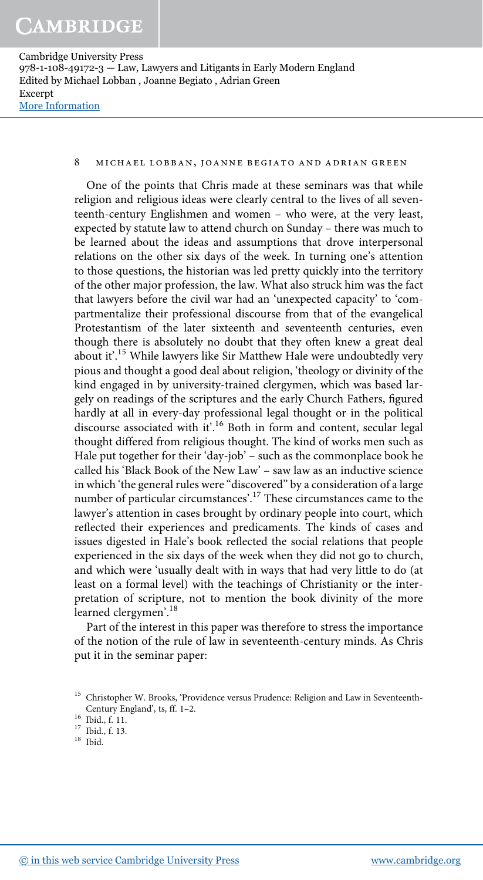One of the points that Chris made at these seminars was that while religion and religious ideas were clearly central to the lives of all seventeenth-century Englishmen and women – who were, at the very least, expected by statute law to attend church on Sunday – there was much to be learned about the ideas and assumptions that drove interpersonal relations on the other six days of the week. In turning one's attention to those questions, the historian was led pretty quickly into the territory of the other major profession, the law. What also struck him was the fact that lawyers before the civil war had an 'unexpected capacity' to 'compartmentalize their professional discourse from that of the evangelical Protestantism of the later sixteenth and seventeenth centuries, even though there is absolutely no doubt that they often knew a great deal about it'.[15] While lawyers like Sir Matthew Hale were undoubtedly very pious and thought a good deal about religion, 'theology or divinity of the kind engaged in by university-trained clergymen, which was based largely on readings of the scriptures and the early Church Fathers, figured hardly at all in every-day professional legal thought or in the political discourse associated with it'.[16] Both in form and content, secular legal thought differed from religious thought. The kind of works men such as Hale put together for their 'day-job' – such as the commonplace book he called his 'Black Book of the New Law' – saw law as an inductive science in which 'the general rules were "discovered" by a consideration of a large number of particular circumstances'.[17] These circumstances came to the lawyer's attention in cases brought by ordinary people into court, which reflected their experiences and predicaments. The kinds of cases and issues digested in Hale's book reflected the social relations that people experienced in the six days of the week when they did not go to church, and which were 'usually dealt with in ways that had very little to do (at least on a formal level) with the teachings of Christianity or the interpretation of scripture, not to mention the book divinity of the more learned clergymen'.[18]

Part of the interest in this paper was therefore to stress the importance of the notion of the rule of law in seventeenth-century minds. As Chris put it in the seminar paper:

---

[15] Christopher W. Brooks, 'Providence versus Prudence: Religion and Law in Seventeenth-Century England', ts, ff. 1–2.

[16] Ibid., f. 11.

[17] Ibid., f. 13.

[18] Ibid.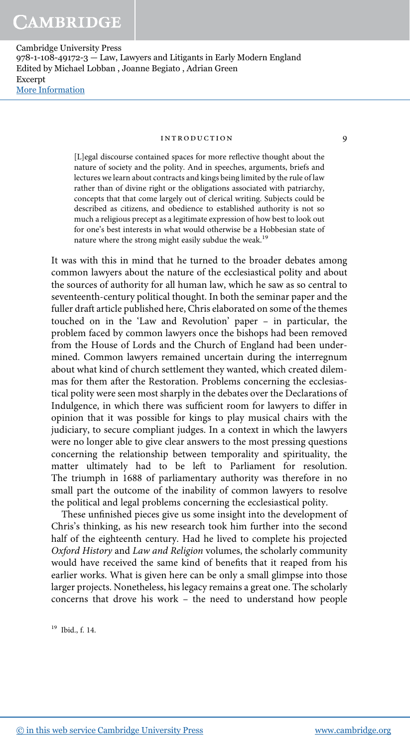> [L]egal discourse contained spaces for more reflective thought about the nature of society and the polity. And in speeches, arguments, briefs and lectures we learn about contracts and kings being limited by the rule of law rather than of divine right or the obligations associated with patriarchy, concepts that that come largely out of clerical writing. Subjects could be described as citizens, and obedience to established authority is not so much a religious precept as a legitimate expression of how best to look out for one's best interests in what would otherwise be a Hobbesian state of nature where the strong might easily subdue the weak.[19]

It was with this in mind that he turned to the broader debates among common lawyers about the nature of the ecclesiastical polity and about the sources of authority for all human law, which he saw as so central to seventeenth-century political thought. In both the seminar paper and the fuller draft article published here, Chris elaborated on some of the themes touched on in the 'Law and Revolution' paper – in particular, the problem faced by common lawyers once the bishops had been removed from the House of Lords and the Church of England had been undermined. Common lawyers remained uncertain during the interregnum about what kind of church settlement they wanted, which created dilemmas for them after the Restoration. Problems concerning the ecclesiastical polity were seen most sharply in the debates over the Declarations of Indulgence, in which there was sufficient room for lawyers to differ in opinion that it was possible for kings to play musical chairs with the judiciary, to secure compliant judges. In a context in which the lawyers were no longer able to give clear answers to the most pressing questions concerning the relationship between temporality and spirituality, the matter ultimately had to be left to Parliament for resolution. The triumph in 1688 of parliamentary authority was therefore in no small part the outcome of the inability of common lawyers to resolve the political and legal problems concerning the ecclesiastical polity.

These unfinished pieces give us some insight into the development of Chris's thinking, as his new research took him further into the second half of the eighteenth century. Had he lived to complete his projected *Oxford History* and *Law and Religion* volumes, the scholarly community would have received the same kind of benefits that it reaped from his earlier works. What is given here can be only a small glimpse into those larger projects. Nonetheless, his legacy remains a great one. The scholarly concerns that drove his work – the need to understand how people

[19] Ibid., f. 14.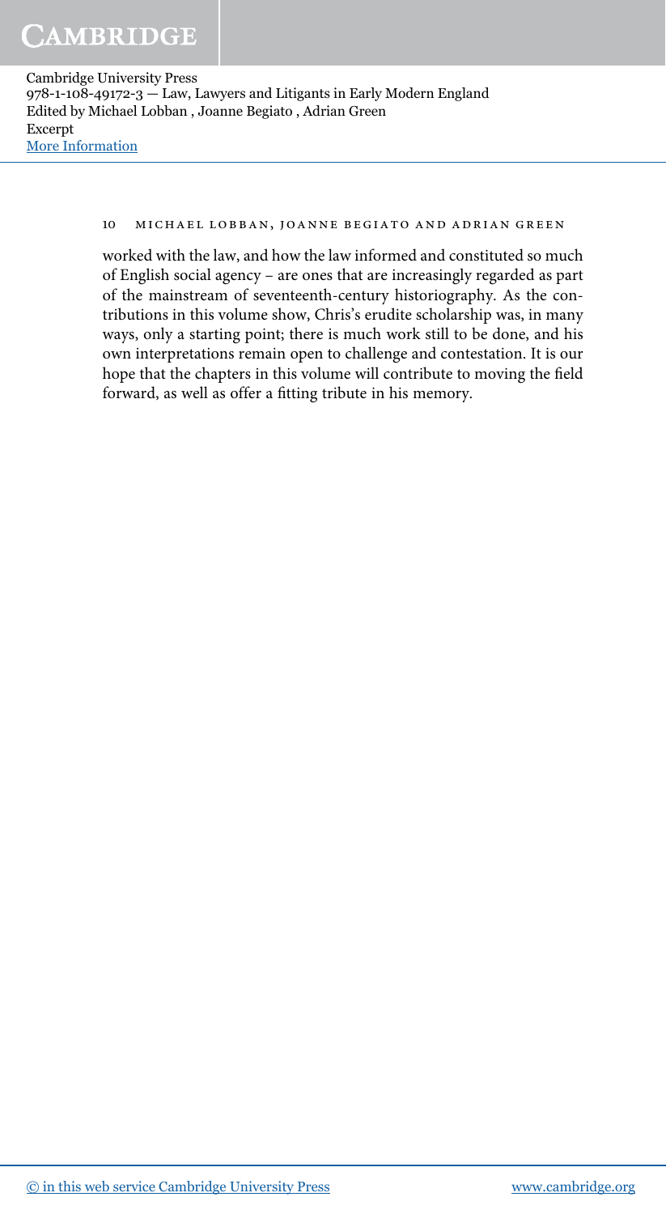worked with the law, and how the law informed and constituted so much of English social agency – are ones that are increasingly regarded as part of the mainstream of seventeenth-century historiography. As the contributions in this volume show, Chris's erudite scholarship was, in many ways, only a starting point; there is much work still to be done, and his own interpretations remain open to challenge and contestation. It is our hope that the chapters in this volume will contribute to moving the field forward, as well as offer a fitting tribute in his memory.